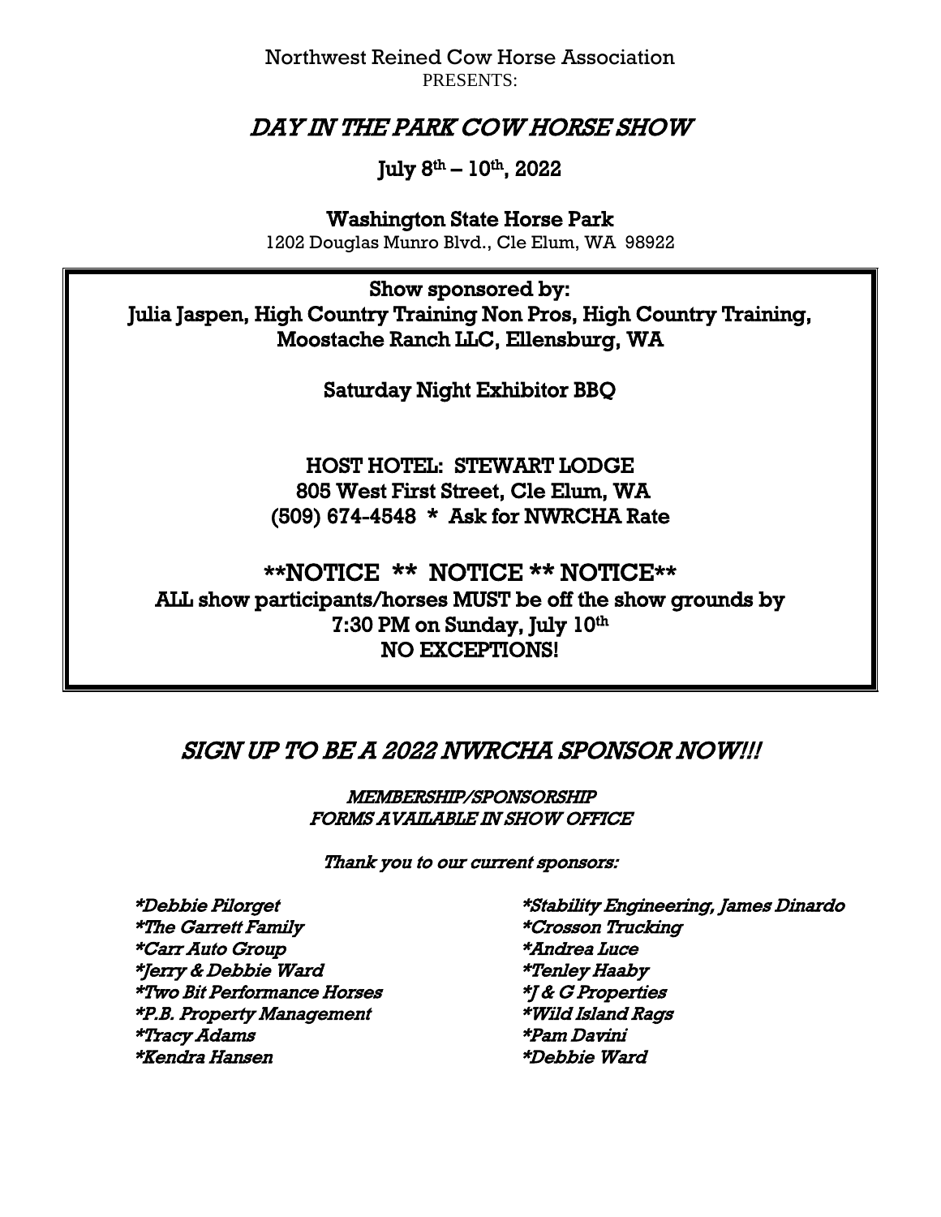Northwest Reined Cow Horse Association
PRESENTS:

# *DAY IN THE PARK COW HORSE SHOW*

## July 8th – 10th, 2022

**Washington State Horse Park**
1202 Douglas Munro Blvd., Cle Elum, WA 98922

**Show sponsored by:**
**Julia Jaspen, High Country Training Non Pros, High Country Training, Moostache Ranch LLC, Ellensburg, WA**

**Saturday Night Exhibitor BBQ**

**HOST HOTEL: STEWART LODGE**
**805 West First Street, Cle Elum, WA**
**(509) 674-4548 * Ask for NWRCHA Rate**

**\*\*NOTICE \*\* NOTICE \*\* NOTICE\*\***
**ALL show participants/horses MUST be off the show grounds by 7:30 PM on Sunday, July 10th**
**NO EXCEPTIONS!**

## *SIGN UP TO BE A 2022 NWRCHA SPONSOR NOW!!!*

*MEMBERSHIP/SPONSORSHIP*
*FORMS AVAILABLE IN SHOW OFFICE*

*Thank you to our current sponsors:*

*\*Debbie Pilorget*
*\*The Garrett Family*
*\*Carr Auto Group*
*\*Jerry & Debbie Ward*
*\*Two Bit Performance Horses*
*\*P.B. Property Management*
*\*Tracy Adams*
*\*Kendra Hansen*
*\*Stability Engineering, James Dinardo*
*\*Crosson Trucking*
*\*Andrea Luce*
*\*Tenley Haaby*
*\*J & G Properties*
*\*Wild Island Rags*
*\*Pam Davini*
*\*Debbie Ward*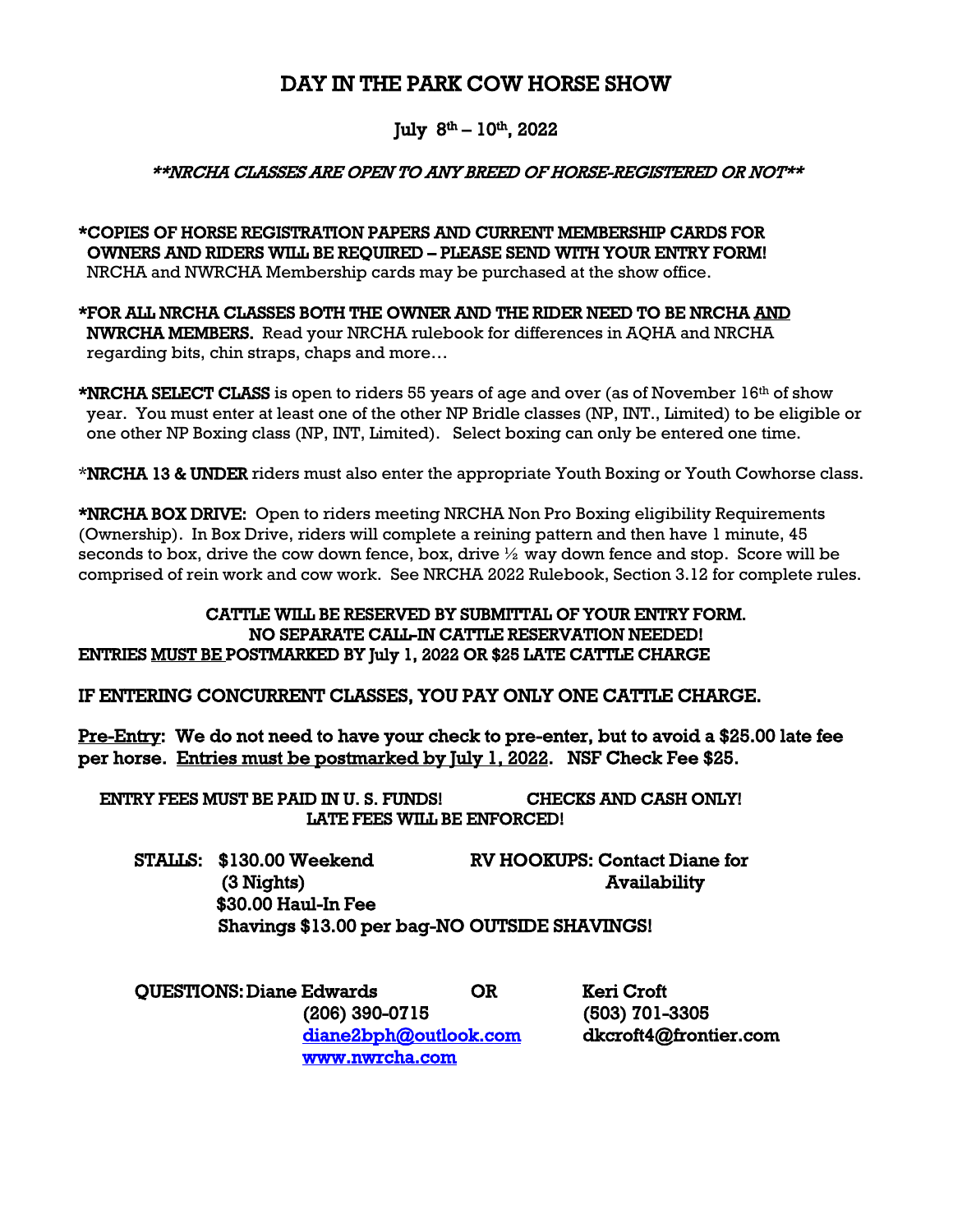# DAY IN THE PARK COW HORSE SHOW

## July 8th – 10th, 2022

***\*\*NRCHA CLASSES ARE OPEN TO ANY BREED OF HORSE-REGISTERED OR NOT\*\****

**\*COPIES OF HORSE REGISTRATION PAPERS AND CURRENT MEMBERSHIP CARDS FOR OWNERS AND RIDERS WILL BE REQUIRED – PLEASE SEND WITH YOUR ENTRY FORM!** NRCHA and NWRCHA Membership cards may be purchased at the show office.

**\*FOR ALL NRCHA CLASSES BOTH THE OWNER AND THE RIDER NEED TO BE NRCHA <u>AND</u> NWRCHA MEMBERS.** Read your NRCHA rulebook for differences in AQHA and NRCHA regarding bits, chin straps, chaps and more…

**\*NRCHA SELECT CLASS** is open to riders 55 years of age and over (as of November 16th of show year. You must enter at least one of the other NP Bridle classes (NP, INT., Limited) to be eligible or one other NP Boxing class (NP, INT, Limited). Select boxing can only be entered one time.

\***NRCHA 13 & UNDER** riders must also enter the appropriate Youth Boxing or Youth Cowhorse class.

**\*NRCHA BOX DRIVE:** Open to riders meeting NRCHA Non Pro Boxing eligibility Requirements (Ownership). In Box Drive, riders will complete a reining pattern and then have 1 minute, 45 seconds to box, drive the cow down fence, box, drive ½ way down fence and stop. Score will be comprised of rein work and cow work. See NRCHA 2022 Rulebook, Section 3.12 for complete rules.

**CATTLE WILL BE RESERVED BY SUBMITTAL OF YOUR ENTRY FORM.**
**NO SEPARATE CALL-IN CATTLE RESERVATION NEEDED!**
**ENTRIES <u>MUST BE</u> POSTMARKED BY July 1, 2022 OR $25 LATE CATTLE CHARGE**

**IF ENTERING CONCURRENT CLASSES, YOU PAY ONLY ONE CATTLE CHARGE.**

**<u>Pre-Entry</u>: We do not need to have your check to pre-enter, but to avoid a $25.00 late fee per horse. <u>Entries must be postmarked by July 1, 2022</u>. NSF Check Fee $25.**

**ENTRY FEES MUST BE PAID IN U. S. FUNDS! CHECKS AND CASH ONLY!**
**LATE FEES WILL BE ENFORCED!**

**STALLS: $130.00 Weekend (3 Nights)**
**$30.00 Haul-In Fee**
**Shavings $13.00 per bag-NO OUTSIDE SHAVINGS!**

**RV HOOKUPS: Contact Diane for Availability**

**QUESTIONS:** Diane Edwards
(206) 390-0715
diane2bph@outlook.com
www.nwrcha.com

**OR**

Keri Croft
(503) 701-3305
dkcroft4@frontier.com